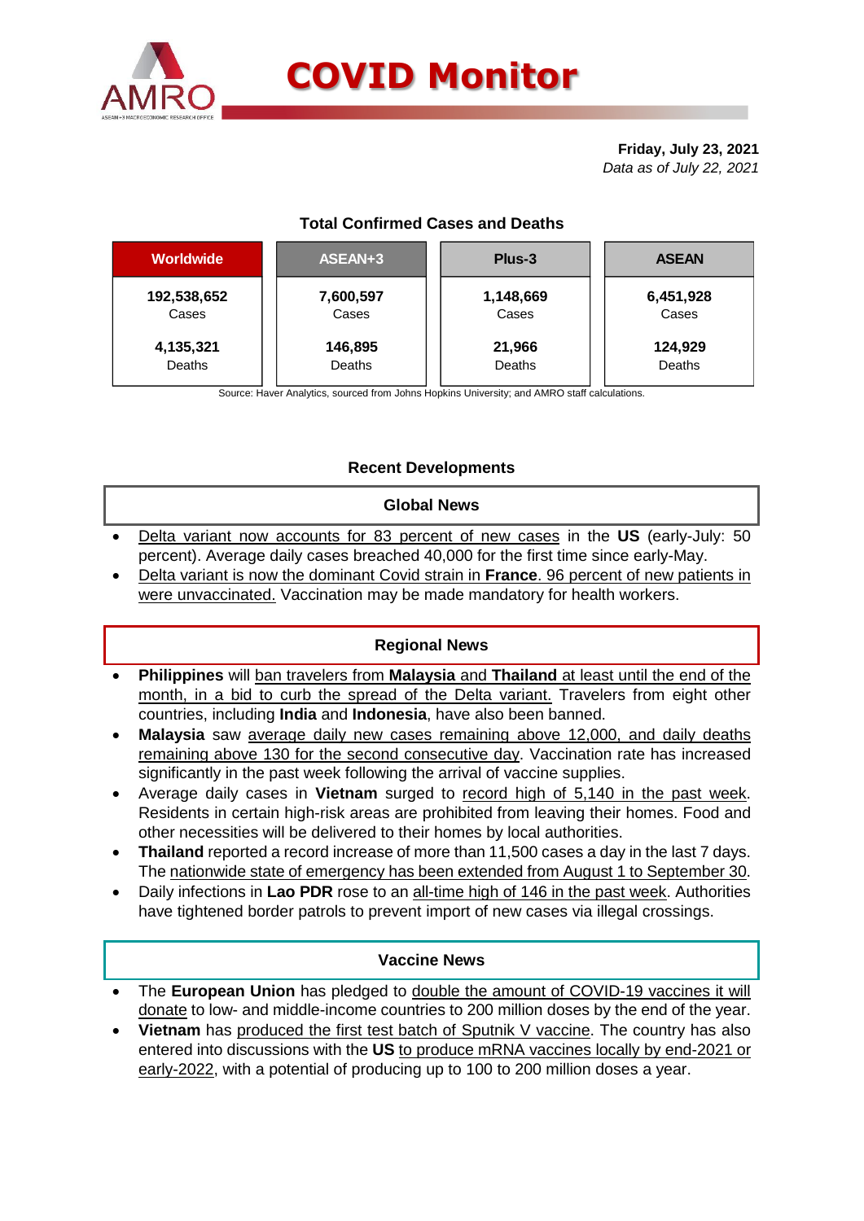# COVID Monitor

**Friday, July 23, 2021**
*Data as of July 22, 2021*

### Total Confirmed Cases and Deaths

| Worldwide | ASEAN+3 | Plus-3 | ASEAN |
|---|---|---|---|
| **192,538,652** Cases | **7,600,597** Cases | **1,148,669** Cases | **6,451,928** Cases |
| **4,135,321** Deaths | **146,895** Deaths | **21,966** Deaths | **124,929** Deaths |

Source: Haver Analytics, sourced from Johns Hopkins University; and AMRO staff calculations.

## Recent Developments

### Global News

- Delta variant now accounts for 83 percent of new cases in the **US** (early-July: 50 percent). Average daily cases breached 40,000 for the first time since early-May.
- Delta variant is now the dominant Covid strain in **France**. 96 percent of new patients in were unvaccinated. Vaccination may be made mandatory for health workers.

### Regional News

- **Philippines** will ban travelers from **Malaysia** and **Thailand** at least until the end of the month, in a bid to curb the spread of the Delta variant. Travelers from eight other countries, including **India** and **Indonesia**, have also been banned.
- **Malaysia** saw average daily new cases remaining above 12,000, and daily deaths remaining above 130 for the second consecutive day. Vaccination rate has increased significantly in the past week following the arrival of vaccine supplies.
- Average daily cases in **Vietnam** surged to record high of 5,140 in the past week. Residents in certain high-risk areas are prohibited from leaving their homes. Food and other necessities will be delivered to their homes by local authorities.
- **Thailand** reported a record increase of more than 11,500 cases a day in the last 7 days. The nationwide state of emergency has been extended from August 1 to September 30.
- Daily infections in **Lao PDR** rose to an all-time high of 146 in the past week. Authorities have tightened border patrols to prevent import of new cases via illegal crossings.

### Vaccine News

- The **European Union** has pledged to double the amount of COVID-19 vaccines it will donate to low- and middle-income countries to 200 million doses by the end of the year.
- **Vietnam** has produced the first test batch of Sputnik V vaccine. The country has also entered into discussions with the **US** to produce mRNA vaccines locally by end-2021 or early-2022, with a potential of producing up to 100 to 200 million doses a year.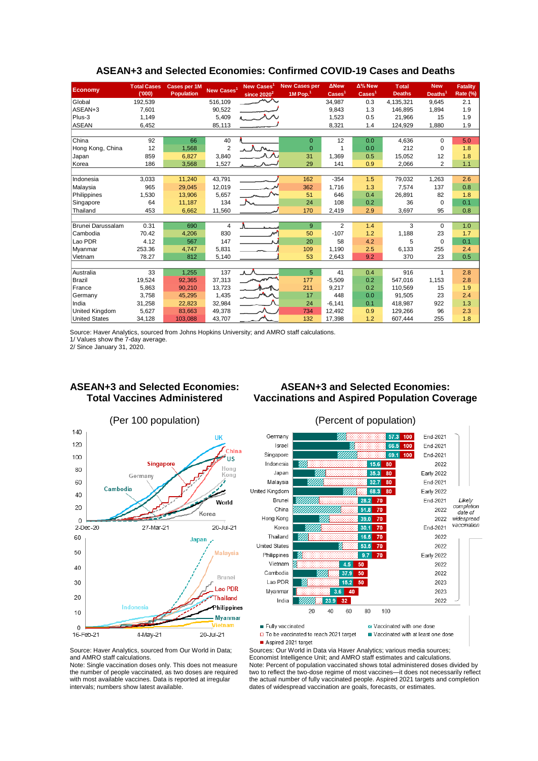## ASEAN+3 and Selected Economies: Confirmed COVID-19 Cases and Deaths

| Economy | Total Cases ('000) | Cases per 1M Population | New Cases[1] | New Cases[1] since 2020[2] | New Cases per 1M Pop.[1] | ΔNew Cases[1] | Δ% New Cases[1] | Total Deaths | New Deaths[1] | Fatality Rate (%) |
|---|---|---|---|---|---|---|---|---|---|---|
| Global | 192,539 | | 516,109 | | | 34,987 | 0.3 | 4,135,321 | 9,645 | 2.1 |
| ASEAN+3 | 7,601 | | 90,522 | | | 9,843 | 1.3 | 146,895 | 1,894 | 1.9 |
| Plus-3 | 1,149 | | 5,409 | | | 1,523 | 0.5 | 21,966 | 15 | 1.9 |
| ASEAN | 6,452 | | 85,113 | | | 8,321 | 1.4 | 124,929 | 1,880 | 1.9 |
| | | | | | | | | | | |
| China | 92 | 66 | 40 | | 0 | 12 | 0.0 | 4,636 | 0 | 5.0 |
| Hong Kong, China | 12 | 1,568 | 2 | | 0 | 1 | 0.0 | 212 | 0 | 1.8 |
| Japan | 859 | 6,827 | 3,840 | | 31 | 1,369 | 0.5 | 15,052 | 12 | 1.8 |
| Korea | 186 | 3,568 | 1,527 | | 29 | 141 | 0.9 | 2,066 | 2 | 1.1 |
| | | | | | | | | | | |
| Indonesia | 3,033 | 11,240 | 43,791 | | 162 | -354 | 1.5 | 79,032 | 1,263 | 2.6 |
| Malaysia | 965 | 29,045 | 12,019 | | 362 | 1,716 | 1.3 | 7,574 | 137 | 0.8 |
| Philippines | 1,530 | 13,906 | 5,657 | | 51 | 646 | 0.4 | 26,891 | 82 | 1.8 |
| Singapore | 64 | 11,187 | 134 | | 24 | 108 | 0.2 | 36 | 0 | 0.1 |
| Thailand | 453 | 6,662 | 11,560 | | 170 | 2,419 | 2.9 | 3,697 | 95 | 0.8 |
| | | | | | | | | | | |
| Brunei Darussalam | 0.31 | 690 | 4 | | 9 | 2 | 1.4 | 3 | 0 | 1.0 |
| Cambodia | 70.42 | 4,206 | 830 | | 50 | -107 | 1.2 | 1,188 | 23 | 1.7 |
| Lao PDR | 4.12 | 567 | 147 | | 20 | 58 | 4.2 | 5 | 0 | 0.1 |
| Myanmar | 253.36 | 4,747 | 5,831 | | 109 | 1,190 | 2.5 | 6,133 | 255 | 2.4 |
| Vietnam | 78.27 | 812 | 5,140 | | 53 | 2,643 | 9.2 | 370 | 23 | 0.5 |
| | | | | | | | | | | |
| Australia | 33 | 1,255 | 137 | | 5 | 41 | 0.4 | 916 | 1 | 2.8 |
| Brazil | 19,524 | 92,365 | 37,313 | | 177 | -5,509 | 0.2 | 547,016 | 1,153 | 2.8 |
| France | 5,863 | 90,210 | 13,723 | | 211 | 9,217 | 0.2 | 110,569 | 15 | 1.9 |
| Germany | 3,758 | 45,295 | 1,435 | | 17 | 448 | 0.0 | 91,505 | 23 | 2.4 |
| India | 31,258 | 22,823 | 32,984 | | 24 | -6,141 | 0.1 | 418,987 | 922 | 1.3 |
| United Kingdom | 5,627 | 83,663 | 49,378 | | 734 | 12,492 | 0.9 | 129,266 | 96 | 2.3 |
| United States | 34,128 | 103,088 | 43,707 | | 132 | 17,398 | 1.2 | 607,444 | 255 | 1.8 |

Source: Haver Analytics, sourced from Johns Hopkins University; and AMRO staff calculations.
1/ Values show the 7-day average.
2/ Since January 31, 2020.

## ASEAN+3 and Selected Economies: Total Vaccines Administered

(Per 100 population)

Source: Haver Analytics, sourced from Our World in Data; and AMRO staff calculations.
Note: Single vaccination doses only. This does not measure the number of people vaccinated, as two doses are required with most available vaccines. Data is reported at irregular intervals; numbers show latest available.

## ASEAN+3 and Selected Economies: Vaccinations and Aspired Population Coverage

(Percent of population)

| Economy | Vaccinated (%) | Aspired 2021 target (%) | Likely completion date of widespread vaccination |
|---|---|---|---|
| Germany | 57.3 | 100 | End-2021 |
| Israel | 66.5 | 100 | End-2021 |
| Singapore | 69.1 | 100 | End-2021 |
| Indonesia | 15.6 | 80 | 2022 |
| Japan | 35.3 | 80 | Early 2022 |
| Malaysia | 32.7 | 80 | End-2021 |
| United Kingdom | 68.3 | 80 | Early 2022 |
| Brunei | 28.2 | 70 | End-2021 |
| China | 51.8 | 70 | 2022 |
| Hong Kong | 39.0 | 70 | 2022 |
| Korea | 30.1 | 70 | End-2021 |
| Thailand | 16.6 | 70 | 2022 |
| United States | 53.6 | 70 | 2022 |
| Philippines | 9.7 | 70 | Early 2022 |
| Vietnam | 4.5 | 50 | 2022 |
| Cambodia | 37.9 | 50 | 2022 |
| Lao PDR | 15.2 | 50 | 2023 |
| Myanmar | 3.6 | 40 | 2023 |
| India | 23.9 | 32 | 2022 |

Legend: Fully vaccinated; Vaccinated with one dose; To be vaccinated to reach 2021 target; Vaccinated with at least one dose; Aspired 2021 target

Sources: Our World in Data via Haver Analytics; various media sources; Economist Intelligence Unit; and AMRO staff estimates and calculations.
Note: Percent of population vaccinated shows total administered doses divided by two to reflect the two-dose regime of most vaccines—it does not necessarily reflect the actual number of fully vaccinated people. Aspired 2021 targets and completion dates of widespread vaccination are goals, forecasts, or estimates.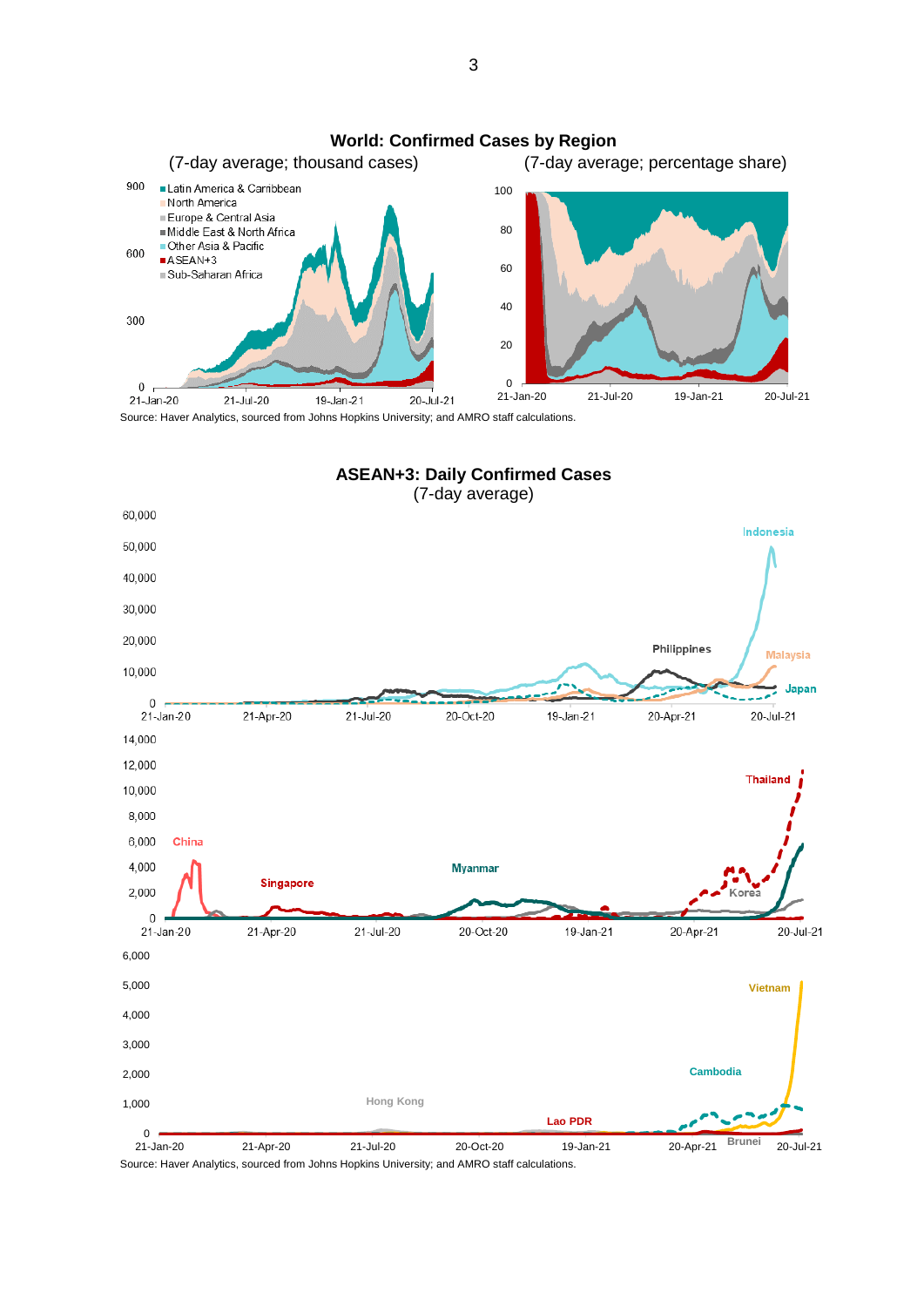## World: Confirmed Cases by Region

(7-day average; thousand cases) (7-day average; percentage share)

Source: Haver Analytics, sourced from Johns Hopkins University; and AMRO staff calculations.

## ASEAN+3: Daily Confirmed Cases

(7-day average)

Source: Haver Analytics, sourced from Johns Hopkins University; and AMRO staff calculations.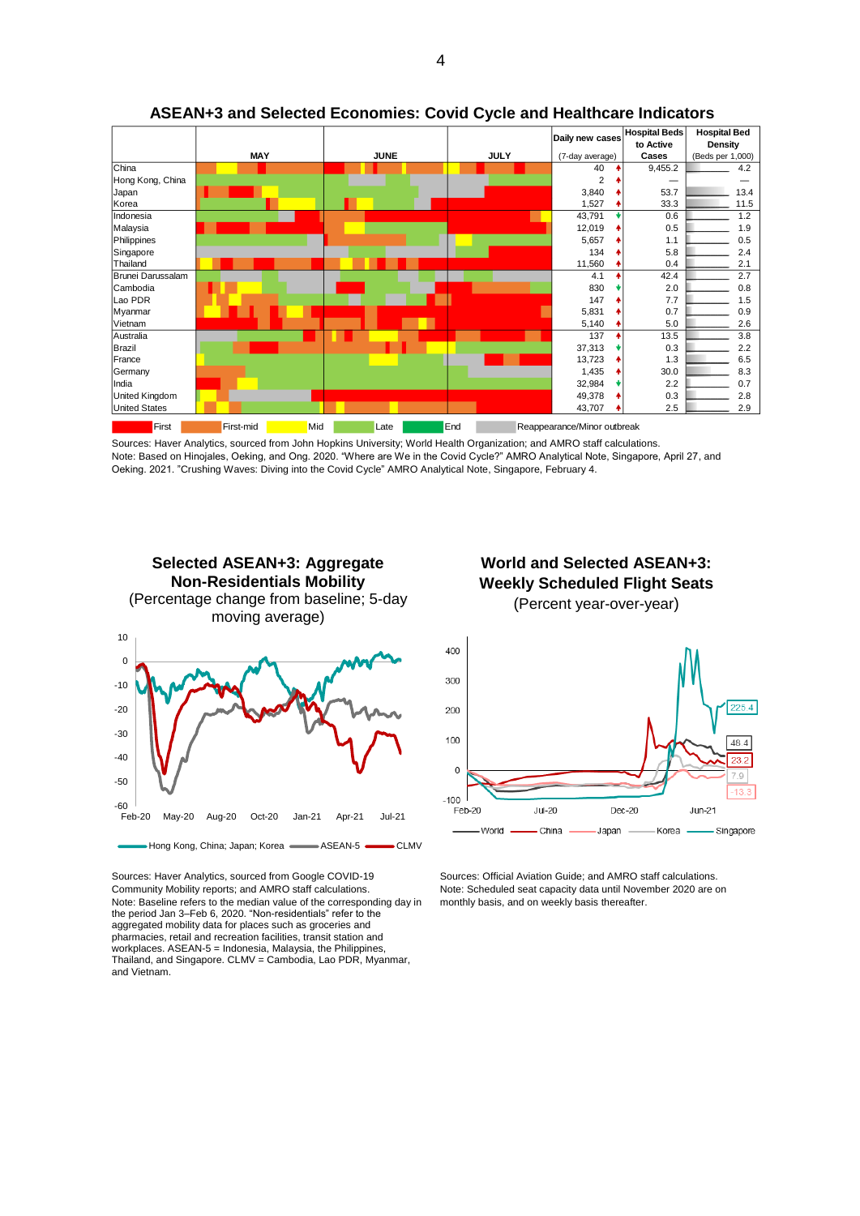## ASEAN+3 and Selected Economies: Covid Cycle and Healthcare Indicators

| | MAY | JUNE | JULY | Daily new cases (7-day average) | | Hospital Beds to Active Cases | Hospital Bed Density (Beds per 1,000) |
|---|---|---|---|---|---|---|---|
| China | | | | 40 | ▲ | 9,455.2 | 4.2 |
| Hong Kong, China | | | | 2 | ▲ | — | — |
| Japan | | | | 3,840 | ▲ | 53.7 | 13.4 |
| Korea | | | | 1,527 | ▲ | 33.3 | 11.5 |
| Indonesia | | | | 43,791 | ▼ | 0.6 | 1.2 |
| Malaysia | | | | 12,019 | ▲ | 0.5 | 1.9 |
| Philippines | | | | 5,657 | ▲ | 1.1 | 0.5 |
| Singapore | | | | 134 | ▲ | 5.8 | 2.4 |
| Thailand | | | | 11,560 | ▲ | 0.4 | 2.1 |
| Brunei Darussalam | | | | 4.1 | ▲ | 42.4 | 2.7 |
| Cambodia | | | | 830 | ▼ | 2.0 | 0.8 |
| Lao PDR | | | | 147 | ▲ | 7.7 | 1.5 |
| Myanmar | | | | 5,831 | ▲ | 0.7 | 0.9 |
| Vietnam | | | | 5,140 | ▲ | 5.0 | 2.6 |
| Australia | | | | 137 | ▲ | 13.5 | 3.8 |
| Brazil | | | | 37,313 | ▼ | 0.3 | 2.2 |
| France | | | | 13,723 | ▲ | 1.3 | 6.5 |
| Germany | | | | 1,435 | ▲ | 30.0 | 8.3 |
| India | | | | 32,984 | ▼ | 2.2 | 0.7 |
| United Kingdom | | | | 49,378 | ▲ | 0.3 | 2.8 |
| United States | | | | 43,707 | ▲ | 2.5 | 2.9 |

First | First-mid | Mid | Late | End | Reappearance/Minor outbreak

Sources: Haver Analytics, sourced from John Hopkins University; World Health Organization; and AMRO staff calculations.
Note: Based on Hinojales, Oeking, and Ong. 2020. "Where are We in the Covid Cycle?" AMRO Analytical Note, Singapore, April 27, and Oeking. 2021. "Crushing Waves: Diving into the Covid Cycle" AMRO Analytical Note, Singapore, February 4.

### Selected ASEAN+3: Aggregate Non-Residentials Mobility
(Percentage change from baseline; 5-day moving average)

10
0
-10
-20
-30
-40
-50
-60
Feb-20 May-20 Aug-20 Oct-20 Jan-21 Apr-21 Jul-21

Hong Kong, China; Japan; Korea — ASEAN-5 — CLMV

Sources: Haver Analytics, sourced from Google COVID-19 Community Mobility reports; and AMRO staff calculations.
Note: Baseline refers to the median value of the corresponding day in the period Jan 3–Feb 6, 2020. "Non-residentials" refer to the aggregated mobility data for places such as groceries and pharmacies, retail and recreation facilities, transit station and workplaces. ASEAN-5 = Indonesia, Malaysia, the Philippines, Thailand, and Singapore. CLMV = Cambodia, Lao PDR, Myanmar, and Vietnam.

### World and Selected ASEAN+3: Weekly Scheduled Flight Seats
(Percent year-over-year)

400
300
200
100
0
-100
Feb-20 Jul-20 Dec-20 Jun-21

225.4
48.4
23.2
7.9
-13.3

World — China — Japan — Korea — Singapore

Sources: Official Aviation Guide; and AMRO staff calculations.
Note: Scheduled seat capacity data until November 2020 are on monthly basis, and on weekly basis thereafter.